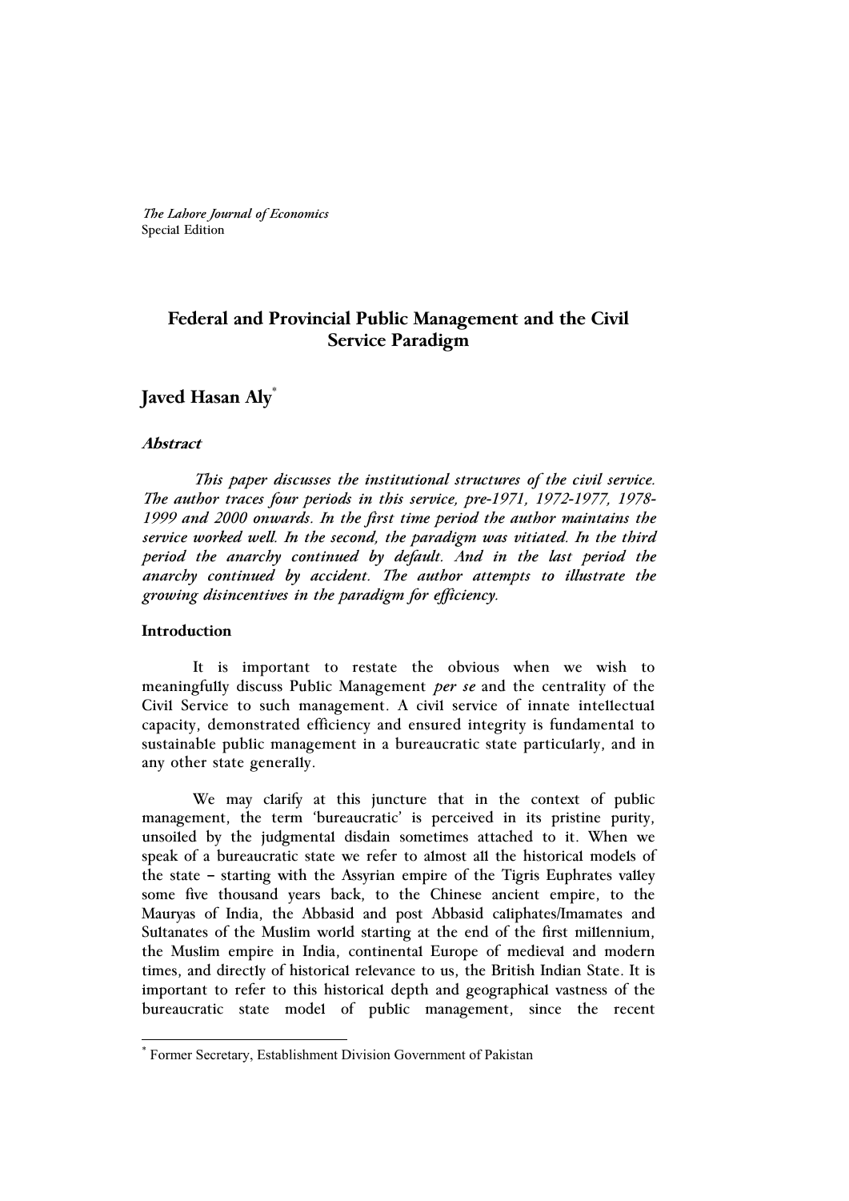*The Lahore Journal of Economics*
Special Edition

# Federal and Provincial Public Management and the Civil Service Paradigm

## Javed Hasan Aly[*]

### *Abstract*

*This paper discusses the institutional structures of the civil service. The author traces four periods in this service, pre-1971, 1972-1977, 1978-1999 and 2000 onwards. In the first time period the author maintains the service worked well. In the second, the paradigm was vitiated. In the third period the anarchy continued by default. And in the last period the anarchy continued by accident. The author attempts to illustrate the growing disincentives in the paradigm for efficiency.*

### Introduction

It is important to restate the obvious when we wish to meaningfully discuss Public Management *per se* and the centrality of the Civil Service to such management. A civil service of innate intellectual capacity, demonstrated efficiency and ensured integrity is fundamental to sustainable public management in a bureaucratic state particularly, and in any other state generally.

We may clarify at this juncture that in the context of public management, the term 'bureaucratic' is perceived in its pristine purity, unsoiled by the judgmental disdain sometimes attached to it. When we speak of a bureaucratic state we refer to almost all the historical models of the state – starting with the Assyrian empire of the Tigris Euphrates valley some five thousand years back, to the Chinese ancient empire, to the Mauryas of India, the Abbasid and post Abbasid caliphates/Imamates and Sultanates of the Muslim world starting at the end of the first millennium, the Muslim empire in India, continental Europe of medieval and modern times, and directly of historical relevance to us, the British Indian State. It is important to refer to this historical depth and geographical vastness of the bureaucratic state model of public management, since the recent

[*] Former Secretary, Establishment Division Government of Pakistan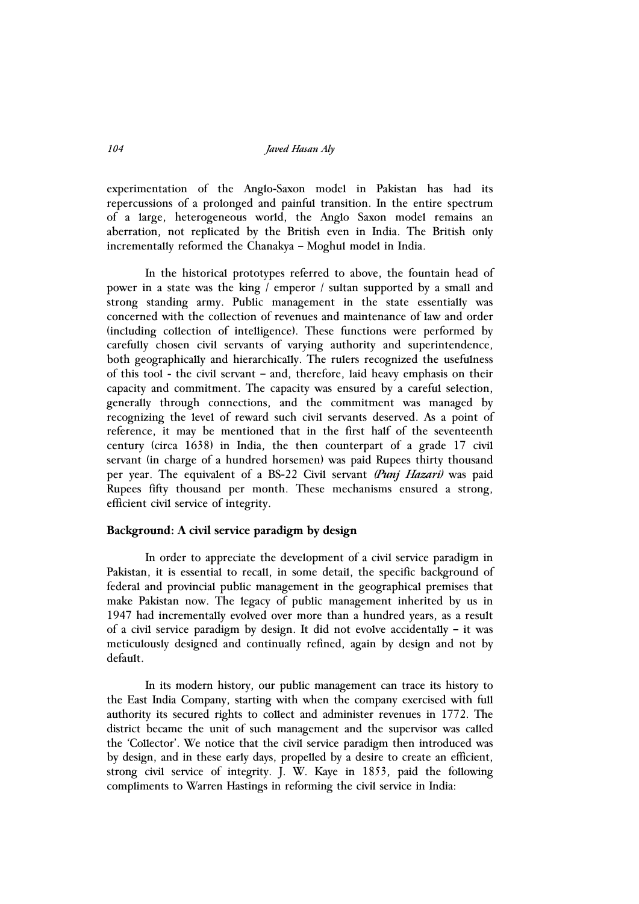experimentation of the Anglo-Saxon model in Pakistan has had its repercussions of a prolonged and painful transition. In the entire spectrum of a large, heterogeneous world, the Anglo Saxon model remains an aberration, not replicated by the British even in India. The British only incrementally reformed the Chanakya – Moghul model in India.

In the historical prototypes referred to above, the fountain head of power in a state was the king / emperor / sultan supported by a small and strong standing army. Public management in the state essentially was concerned with the collection of revenues and maintenance of law and order (including collection of intelligence). These functions were performed by carefully chosen civil servants of varying authority and superintendence, both geographically and hierarchically. The rulers recognized the usefulness of this tool - the civil servant – and, therefore, laid heavy emphasis on their capacity and commitment. The capacity was ensured by a careful selection, generally through connections, and the commitment was managed by recognizing the level of reward such civil servants deserved. As a point of reference, it may be mentioned that in the first half of the seventeenth century (circa 1638) in India, the then counterpart of a grade 17 civil servant (in charge of a hundred horsemen) was paid Rupees thirty thousand per year. The equivalent of a BS-22 Civil servant *(Punj Hazari)* was paid Rupees fifty thousand per month. These mechanisms ensured a strong, efficient civil service of integrity.

## Background: A civil service paradigm by design

In order to appreciate the development of a civil service paradigm in Pakistan, it is essential to recall, in some detail, the specific background of federal and provincial public management in the geographical premises that make Pakistan now. The legacy of public management inherited by us in 1947 had incrementally evolved over more than a hundred years, as a result of a civil service paradigm by design. It did not evolve accidentally – it was meticulously designed and continually refined, again by design and not by default.

In its modern history, our public management can trace its history to the East India Company, starting with when the company exercised with full authority its secured rights to collect and administer revenues in 1772. The district became the unit of such management and the supervisor was called the 'Collector'. We notice that the civil service paradigm then introduced was by design, and in these early days, propelled by a desire to create an efficient, strong civil service of integrity. J. W. Kaye in 1853, paid the following compliments to Warren Hastings in reforming the civil service in India: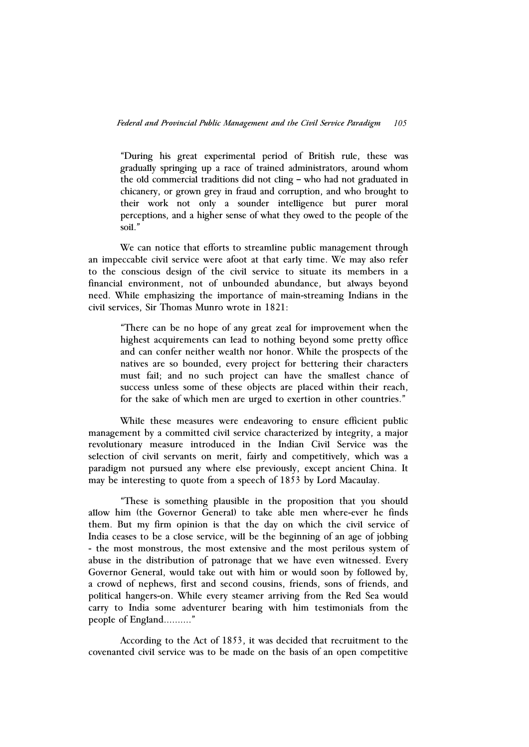"During his great experimental period of British rule, these was gradually springing up a race of trained administrators, around whom the old commercial traditions did not cling – who had not graduated in chicanery, or grown grey in fraud and corruption, and who brought to their work not only a sounder intelligence but purer moral perceptions, and a higher sense of what they owed to the people of the soil."

We can notice that efforts to streamline public management through an impeccable civil service were afoot at that early time. We may also refer to the conscious design of the civil service to situate its members in a financial environment, not of unbounded abundance, but always beyond need. While emphasizing the importance of main-streaming Indians in the civil services, Sir Thomas Munro wrote in 1821:

> "There can be no hope of any great zeal for improvement when the highest acquirements can lead to nothing beyond some pretty office and can confer neither wealth nor honor. While the prospects of the natives are so bounded, every project for bettering their characters must fail; and no such project can have the smallest chance of success unless some of these objects are placed within their reach, for the sake of which men are urged to exertion in other countries."

While these measures were endeavoring to ensure efficient public management by a committed civil service characterized by integrity, a major revolutionary measure introduced in the Indian Civil Service was the selection of civil servants on merit, fairly and competitively, which was a paradigm not pursued any where else previously, except ancient China. It may be interesting to quote from a speech of 1853 by Lord Macaulay.

"These is something plausible in the proposition that you should allow him (the Governor General) to take able men where-ever he finds them. But my firm opinion is that the day on which the civil service of India ceases to be a close service, will be the beginning of an age of jobbing - the most monstrous, the most extensive and the most perilous system of abuse in the distribution of patronage that we have even witnessed. Every Governor General, would take out with him or would soon by followed by, a crowd of nephews, first and second cousins, friends, sons of friends, and political hangers-on. While every steamer arriving from the Red Sea would carry to India some adventurer bearing with him testimonials from the people of England.........."

According to the Act of 1853, it was decided that recruitment to the covenanted civil service was to be made on the basis of an open competitive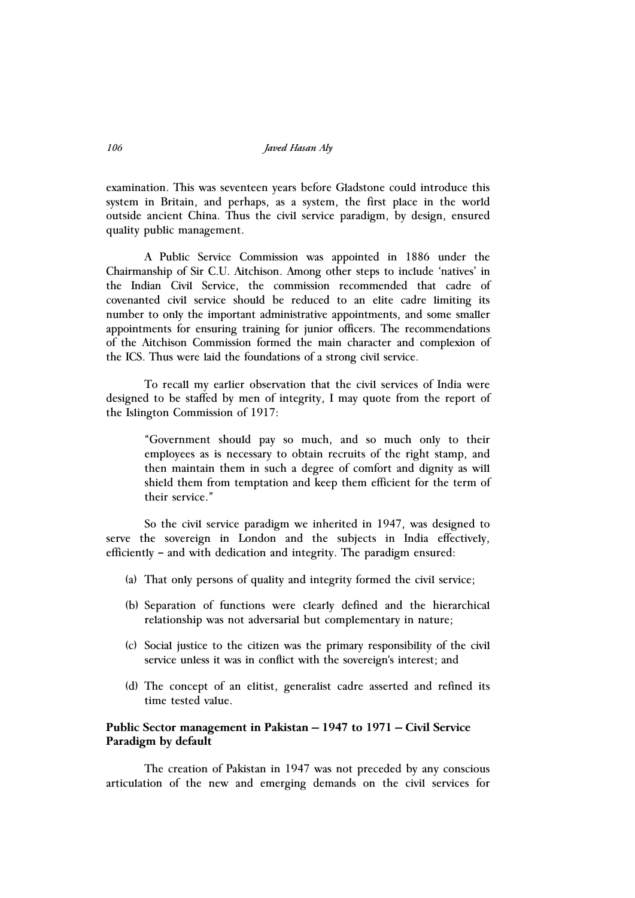examination. This was seventeen years before Gladstone could introduce this system in Britain, and perhaps, as a system, the first place in the world outside ancient China. Thus the civil service paradigm, by design, ensured quality public management.

A Public Service Commission was appointed in 1886 under the Chairmanship of Sir C.U. Aitchison. Among other steps to include 'natives' in the Indian Civil Service, the commission recommended that cadre of covenanted civil service should be reduced to an elite cadre limiting its number to only the important administrative appointments, and some smaller appointments for ensuring training for junior officers. The recommendations of the Aitchison Commission formed the main character and complexion of the ICS. Thus were laid the foundations of a strong civil service.

To recall my earlier observation that the civil services of India were designed to be staffed by men of integrity, I may quote from the report of the Islington Commission of 1917:

> "Government should pay so much, and so much only to their employees as is necessary to obtain recruits of the right stamp, and then maintain them in such a degree of comfort and dignity as will shield them from temptation and keep them efficient for the term of their service."

So the civil service paradigm we inherited in 1947, was designed to serve the sovereign in London and the subjects in India effectively, efficiently – and with dedication and integrity. The paradigm ensured:

(a) That only persons of quality and integrity formed the civil service;

(b) Separation of functions were clearly defined and the hierarchical relationship was not adversarial but complementary in nature;

(c) Social justice to the citizen was the primary responsibility of the civil service unless it was in conflict with the sovereign's interest; and

(d) The concept of an elitist, generalist cadre asserted and refined its time tested value.

**Public Sector management in Pakistan – 1947 to 1971 – Civil Service Paradigm by default**

The creation of Pakistan in 1947 was not preceded by any conscious articulation of the new and emerging demands on the civil services for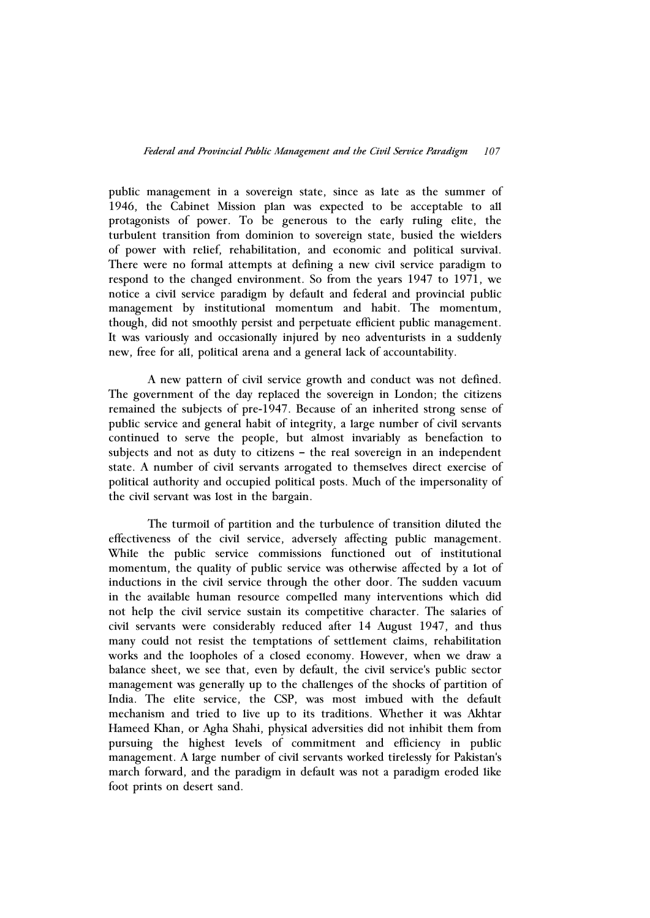public management in a sovereign state, since as late as the summer of 1946, the Cabinet Mission plan was expected to be acceptable to all protagonists of power. To be generous to the early ruling elite, the turbulent transition from dominion to sovereign state, busied the wielders of power with relief, rehabilitation, and economic and political survival. There were no formal attempts at defining a new civil service paradigm to respond to the changed environment. So from the years 1947 to 1971, we notice a civil service paradigm by default and federal and provincial public management by institutional momentum and habit. The momentum, though, did not smoothly persist and perpetuate efficient public management. It was variously and occasionally injured by neo adventurists in a suddenly new, free for all, political arena and a general lack of accountability.

A new pattern of civil service growth and conduct was not defined. The government of the day replaced the sovereign in London; the citizens remained the subjects of pre-1947. Because of an inherited strong sense of public service and general habit of integrity, a large number of civil servants continued to serve the people, but almost invariably as benefaction to subjects and not as duty to citizens – the real sovereign in an independent state. A number of civil servants arrogated to themselves direct exercise of political authority and occupied political posts. Much of the impersonality of the civil servant was lost in the bargain.

The turmoil of partition and the turbulence of transition diluted the effectiveness of the civil service, adversely affecting public management. While the public service commissions functioned out of institutional momentum, the quality of public service was otherwise affected by a lot of inductions in the civil service through the other door. The sudden vacuum in the available human resource compelled many interventions which did not help the civil service sustain its competitive character. The salaries of civil servants were considerably reduced after 14 August 1947, and thus many could not resist the temptations of settlement claims, rehabilitation works and the loopholes of a closed economy. However, when we draw a balance sheet, we see that, even by default, the civil service's public sector management was generally up to the challenges of the shocks of partition of India. The elite service, the CSP, was most imbued with the default mechanism and tried to live up to its traditions. Whether it was Akhtar Hameed Khan, or Agha Shahi, physical adversities did not inhibit them from pursuing the highest levels of commitment and efficiency in public management. A large number of civil servants worked tirelessly for Pakistan's march forward, and the paradigm in default was not a paradigm eroded like foot prints on desert sand.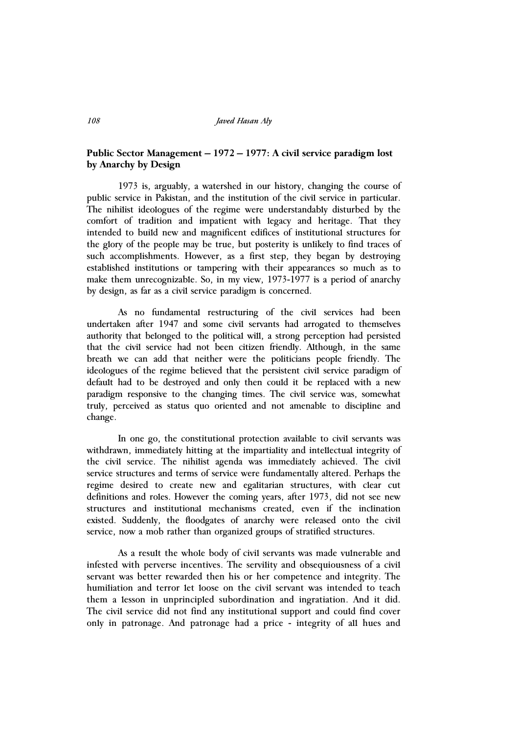**Public Sector Management – 1972 – 1977: A civil service paradigm lost by Anarchy by Design**

1973 is, arguably, a watershed in our history, changing the course of public service in Pakistan, and the institution of the civil service in particular. The nihilist ideologues of the regime were understandably disturbed by the comfort of tradition and impatient with legacy and heritage. That they intended to build new and magnificent edifices of institutional structures for the glory of the people may be true, but posterity is unlikely to find traces of such accomplishments. However, as a first step, they began by destroying established institutions or tampering with their appearances so much as to make them unrecognizable. So, in my view, 1973-1977 is a period of anarchy by design, as far as a civil service paradigm is concerned.

As no fundamental restructuring of the civil services had been undertaken after 1947 and some civil servants had arrogated to themselves authority that belonged to the political will, a strong perception had persisted that the civil service had not been citizen friendly. Although, in the same breath we can add that neither were the politicians people friendly. The ideologues of the regime believed that the persistent civil service paradigm of default had to be destroyed and only then could it be replaced with a new paradigm responsive to the changing times. The civil service was, somewhat truly, perceived as status quo oriented and not amenable to discipline and change.

In one go, the constitutional protection available to civil servants was withdrawn, immediately hitting at the impartiality and intellectual integrity of the civil service. The nihilist agenda was immediately achieved. The civil service structures and terms of service were fundamentally altered. Perhaps the regime desired to create new and egalitarian structures, with clear cut definitions and roles. However the coming years, after 1973, did not see new structures and institutional mechanisms created, even if the inclination existed. Suddenly, the floodgates of anarchy were released onto the civil service, now a mob rather than organized groups of stratified structures.

As a result the whole body of civil servants was made vulnerable and infested with perverse incentives. The servility and obsequiousness of a civil servant was better rewarded then his or her competence and integrity. The humiliation and terror let loose on the civil servant was intended to teach them a lesson in unprincipled subordination and ingratiation. And it did. The civil service did not find any institutional support and could find cover only in patronage. And patronage had a price - integrity of all hues and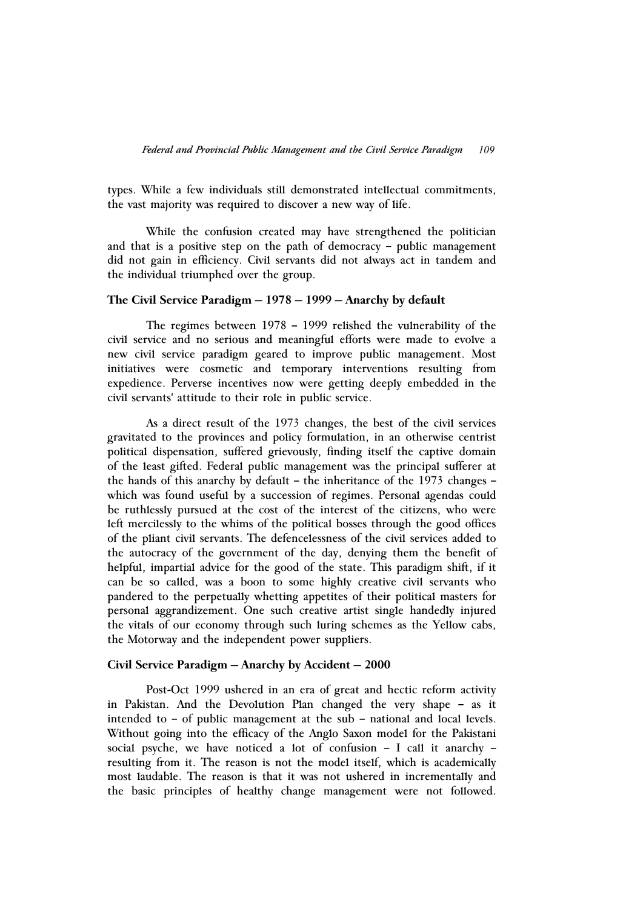types. While a few individuals still demonstrated intellectual commitments, the vast majority was required to discover a new way of life.

While the confusion created may have strengthened the politician and that is a positive step on the path of democracy – public management did not gain in efficiency. Civil servants did not always act in tandem and the individual triumphed over the group.

### The Civil Service Paradigm — 1978 — 1999 — Anarchy by default

The regimes between 1978 – 1999 relished the vulnerability of the civil service and no serious and meaningful efforts were made to evolve a new civil service paradigm geared to improve public management. Most initiatives were cosmetic and temporary interventions resulting from expedience. Perverse incentives now were getting deeply embedded in the civil servants' attitude to their role in public service.

As a direct result of the 1973 changes, the best of the civil services gravitated to the provinces and policy formulation, in an otherwise centrist political dispensation, suffered grievously, finding itself the captive domain of the least gifted. Federal public management was the principal sufferer at the hands of this anarchy by default – the inheritance of the 1973 changes – which was found useful by a succession of regimes. Personal agendas could be ruthlessly pursued at the cost of the interest of the citizens, who were left mercilessly to the whims of the political bosses through the good offices of the pliant civil servants. The defencelessness of the civil services added to the autocracy of the government of the day, denying them the benefit of helpful, impartial advice for the good of the state. This paradigm shift, if it can be so called, was a boon to some highly creative civil servants who pandered to the perpetually whetting appetites of their political masters for personal aggrandizement. One such creative artist single handedly injured the vitals of our economy through such luring schemes as the Yellow cabs, the Motorway and the independent power suppliers.

### Civil Service Paradigm — Anarchy by Accident — 2000

Post-Oct 1999 ushered in an era of great and hectic reform activity in Pakistan. And the Devolution Plan changed the very shape – as it intended to – of public management at the sub – national and local levels. Without going into the efficacy of the Anglo Saxon model for the Pakistani social psyche, we have noticed a lot of confusion – I call it anarchy – resulting from it. The reason is not the model itself, which is academically most laudable. The reason is that it was not ushered in incrementally and the basic principles of healthy change management were not followed.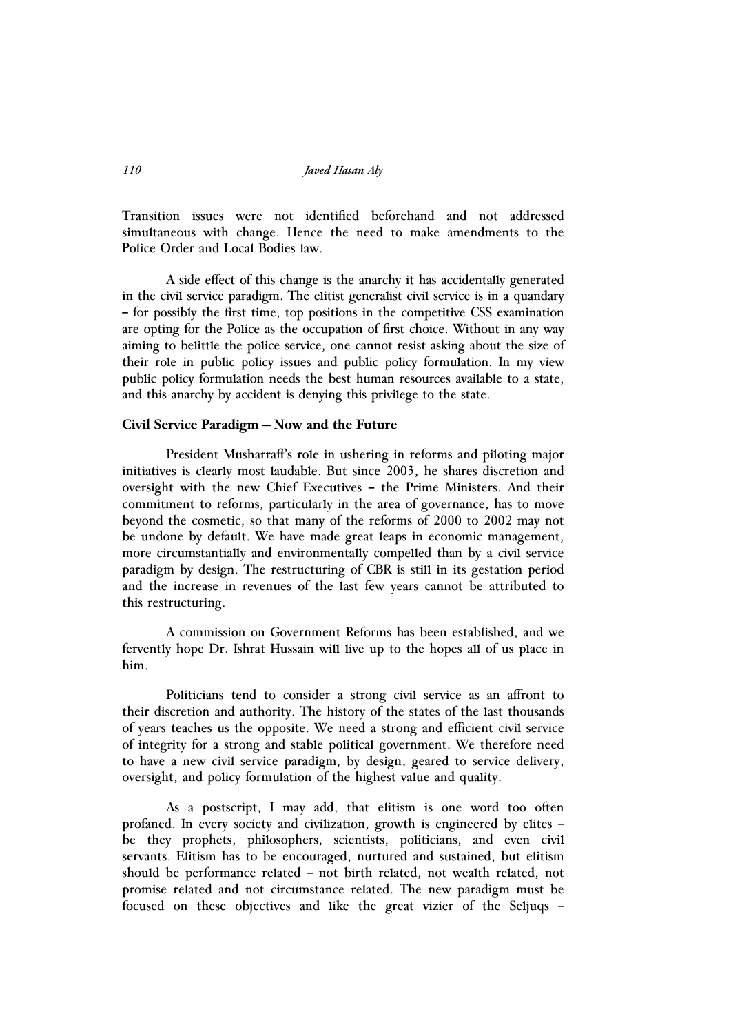Transition issues were not identified beforehand and not addressed simultaneous with change. Hence the need to make amendments to the Police Order and Local Bodies law.

A side effect of this change is the anarchy it has accidentally generated in the civil service paradigm. The elitist generalist civil service is in a quandary – for possibly the first time, top positions in the competitive CSS examination are opting for the Police as the occupation of first choice. Without in any way aiming to belittle the police service, one cannot resist asking about the size of their role in public policy issues and public policy formulation. In my view public policy formulation needs the best human resources available to a state, and this anarchy by accident is denying this privilege to the state.

### Civil Service Paradigm — Now and the Future

President Musharraf's role in ushering in reforms and piloting major initiatives is clearly most laudable. But since 2003, he shares discretion and oversight with the new Chief Executives – the Prime Ministers. And their commitment to reforms, particularly in the area of governance, has to move beyond the cosmetic, so that many of the reforms of 2000 to 2002 may not be undone by default. We have made great leaps in economic management, more circumstantially and environmentally compelled than by a civil service paradigm by design. The restructuring of CBR is still in its gestation period and the increase in revenues of the last few years cannot be attributed to this restructuring.

A commission on Government Reforms has been established, and we fervently hope Dr. Ishrat Hussain will live up to the hopes all of us place in him.

Politicians tend to consider a strong civil service as an affront to their discretion and authority. The history of the states of the last thousands of years teaches us the opposite. We need a strong and efficient civil service of integrity for a strong and stable political government. We therefore need to have a new civil service paradigm, by design, geared to service delivery, oversight, and policy formulation of the highest value and quality.

As a postscript, I may add, that elitism is one word too often profaned. In every society and civilization, growth is engineered by elites – be they prophets, philosophers, scientists, politicians, and even civil servants. Elitism has to be encouraged, nurtured and sustained, but elitism should be performance related – not birth related, not wealth related, not promise related and not circumstance related. The new paradigm must be focused on these objectives and like the great vizier of the Seljuqs –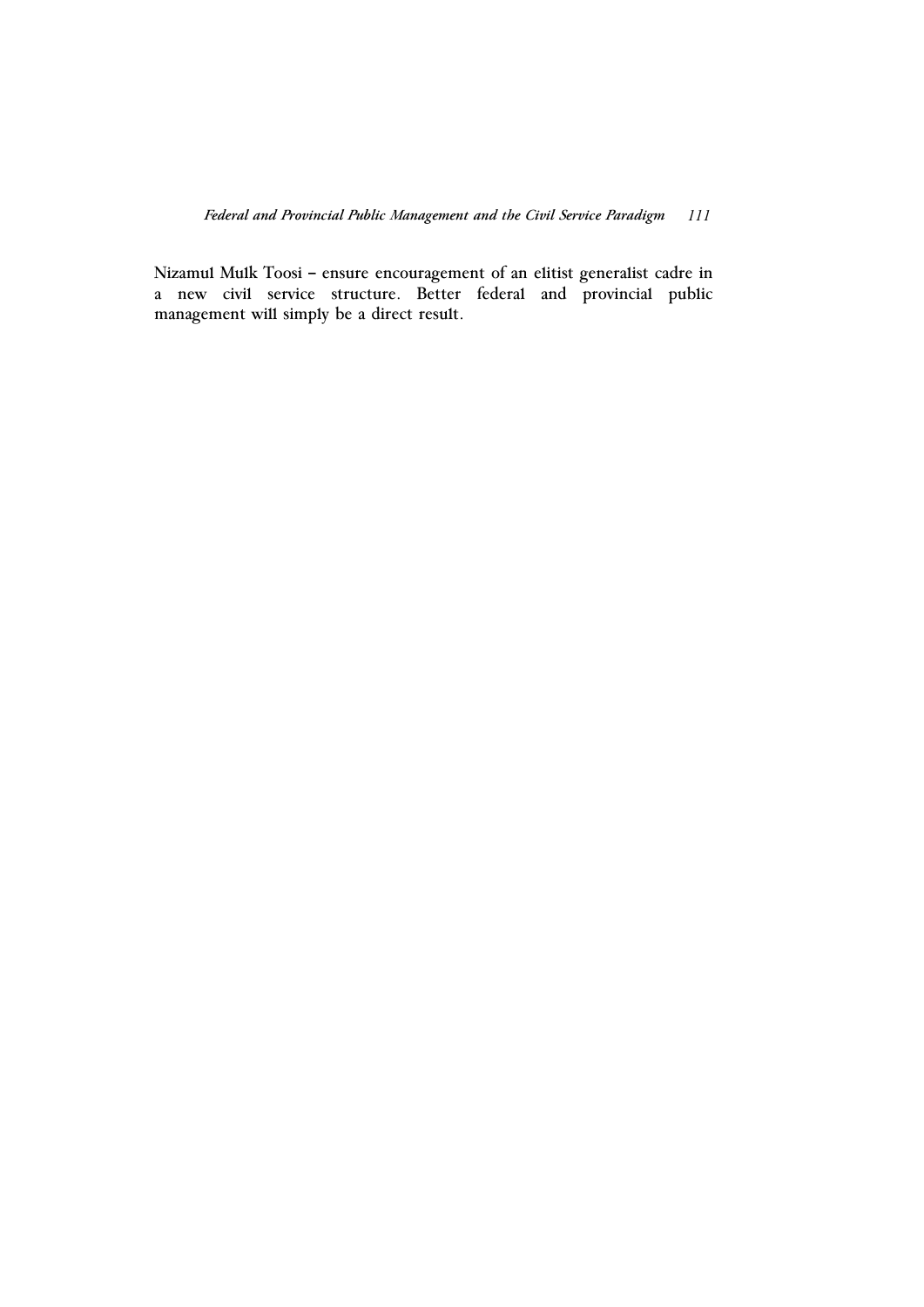Nizamul Mulk Toosi – ensure encouragement of an elitist generalist cadre in a new civil service structure. Better federal and provincial public management will simply be a direct result.